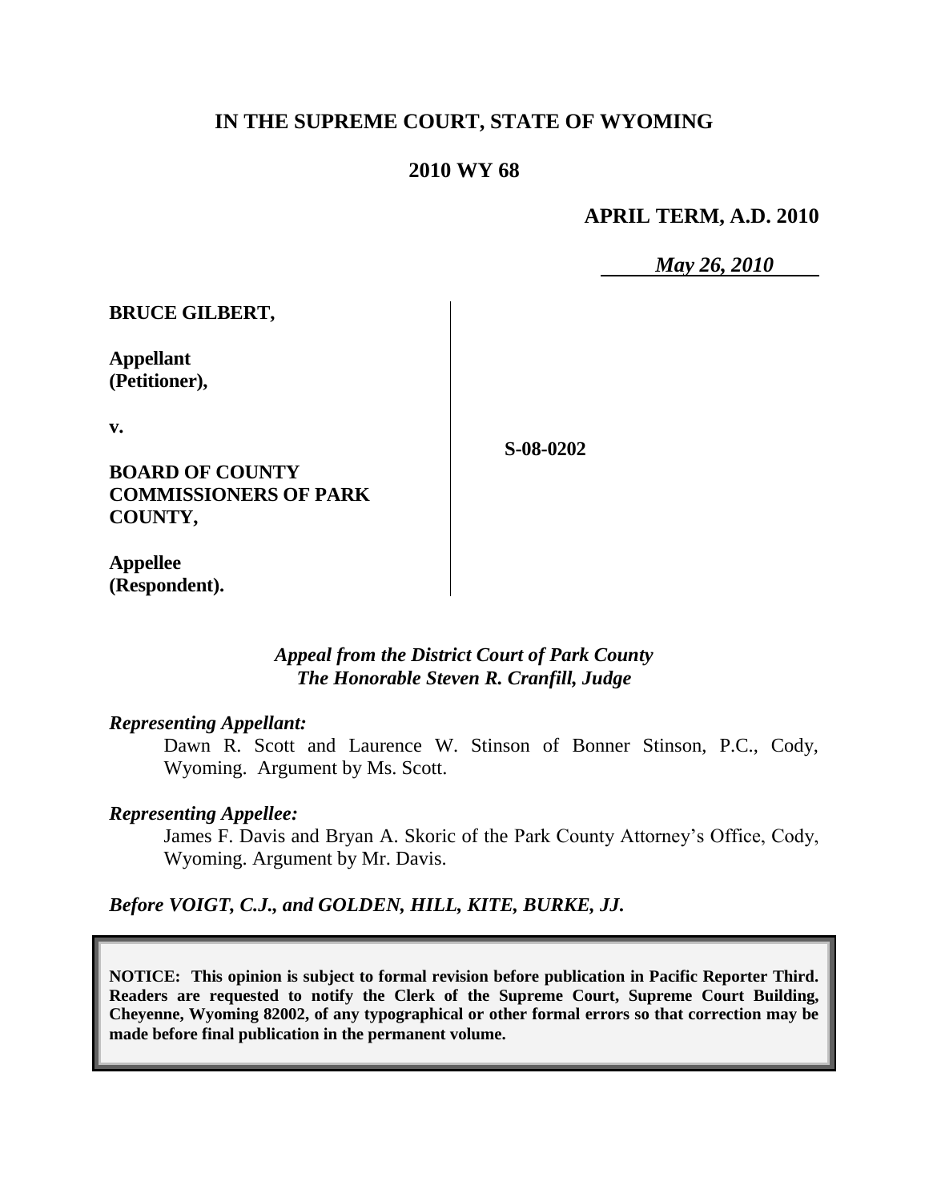# IN THE SUPREME COURT, STATE OF WYOMING

## 2010 WY 68

**APRIL TERM, A.D. 2010**

*May 26, 2010*

**BRUCE GILBERT,**

**Appellant (Petitioner),**

**v.**

**BOARD OF COUNTY COMMISSIONERS OF PARK COUNTY,**

**Appellee (Respondent).**

**S-08-0202**

*Appeal from the District Court of Park County*
*The Honorable Steven R. Cranfill, Judge*

*Representing Appellant:*

Dawn R. Scott and Laurence W. Stinson of Bonner Stinson, P.C., Cody, Wyoming. Argument by Ms. Scott.

*Representing Appellee:*

James F. Davis and Bryan A. Skoric of the Park County Attorney's Office, Cody, Wyoming. Argument by Mr. Davis.

*Before VOIGT, C.J., and GOLDEN, HILL, KITE, BURKE, JJ.*

**NOTICE: This opinion is subject to formal revision before publication in Pacific Reporter Third. Readers are requested to notify the Clerk of the Supreme Court, Supreme Court Building, Cheyenne, Wyoming 82002, of any typographical or other formal errors so that correction may be made before final publication in the permanent volume.**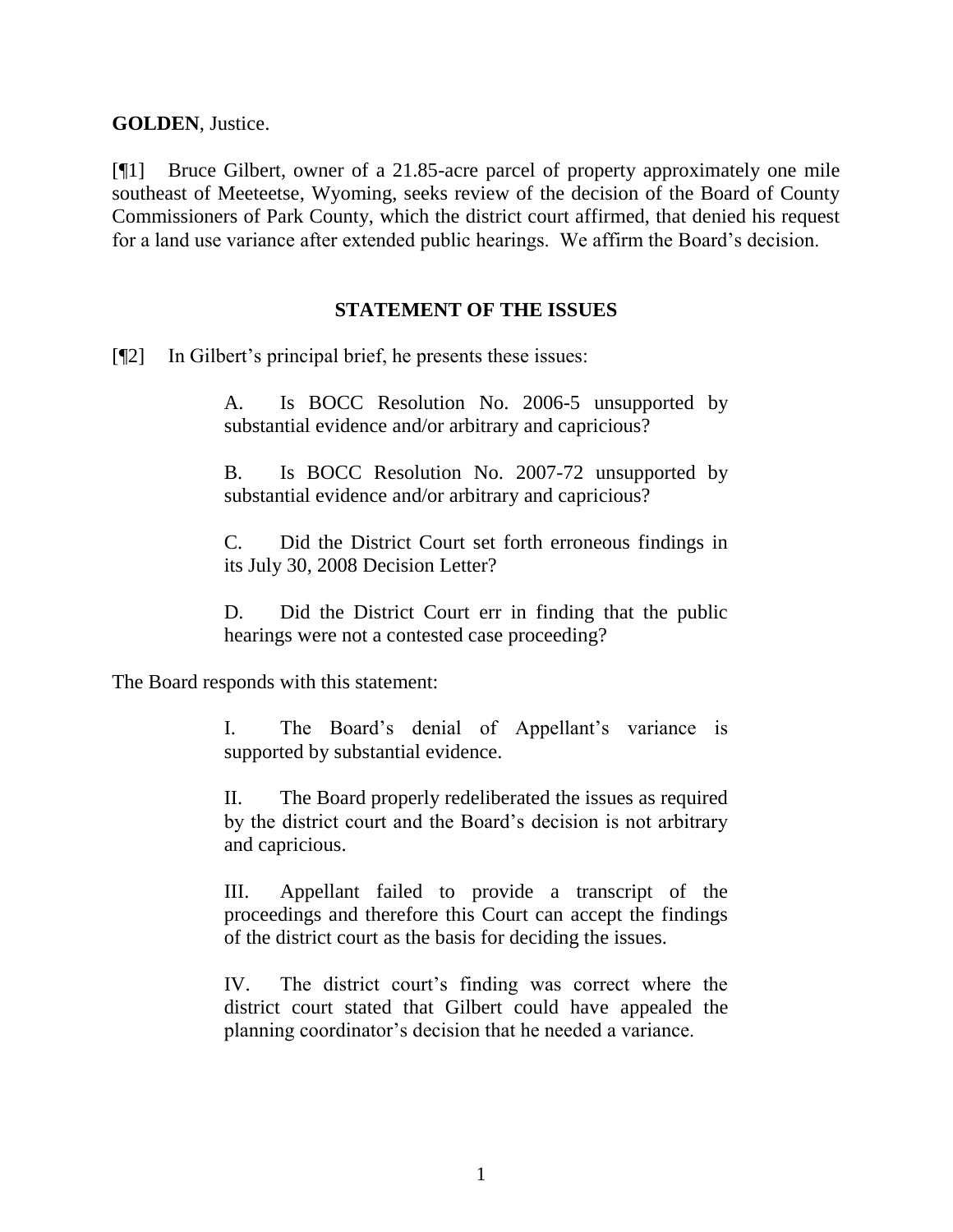**GOLDEN**, Justice.

[¶1] Bruce Gilbert, owner of a 21.85-acre parcel of property approximately one mile southeast of Meeteetse, Wyoming, seeks review of the decision of the Board of County Commissioners of Park County, which the district court affirmed, that denied his request for a land use variance after extended public hearings. We affirm the Board's decision.

## STATEMENT OF THE ISSUES

[¶2] In Gilbert's principal brief, he presents these issues:

> A. Is BOCC Resolution No. 2006-5 unsupported by substantial evidence and/or arbitrary and capricious?
>
> B. Is BOCC Resolution No. 2007-72 unsupported by substantial evidence and/or arbitrary and capricious?
>
> C. Did the District Court set forth erroneous findings in its July 30, 2008 Decision Letter?
>
> D. Did the District Court err in finding that the public hearings were not a contested case proceeding?

The Board responds with this statement:

> I. The Board's denial of Appellant's variance is supported by substantial evidence.
>
> II. The Board properly redeliberated the issues as required by the district court and the Board's decision is not arbitrary and capricious.
>
> III. Appellant failed to provide a transcript of the proceedings and therefore this Court can accept the findings of the district court as the basis for deciding the issues.
>
> IV. The district court's finding was correct where the district court stated that Gilbert could have appealed the planning coordinator's decision that he needed a variance.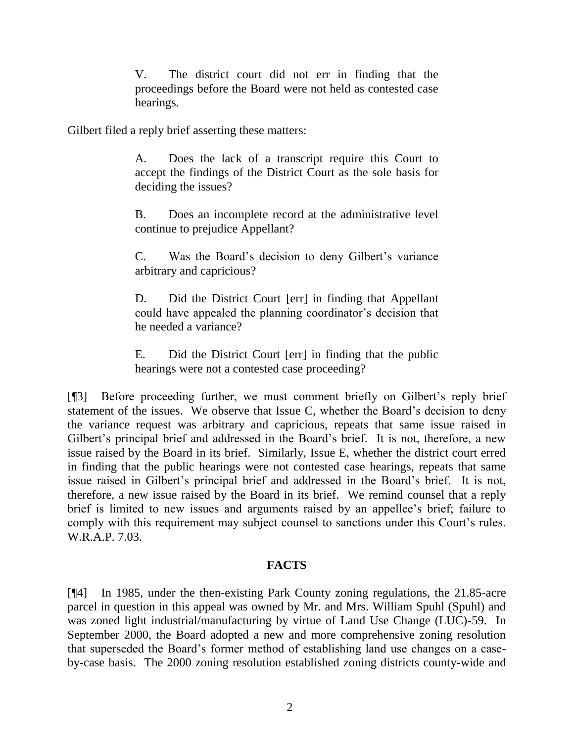> V. The district court did not err in finding that the proceedings before the Board were not held as contested case hearings.

Gilbert filed a reply brief asserting these matters:

> A. Does the lack of a transcript require this Court to accept the findings of the District Court as the sole basis for deciding the issues?
>
> B. Does an incomplete record at the administrative level continue to prejudice Appellant?
>
> C. Was the Board's decision to deny Gilbert's variance arbitrary and capricious?
>
> D. Did the District Court [err] in finding that Appellant could have appealed the planning coordinator's decision that he needed a variance?
>
> E. Did the District Court [err] in finding that the public hearings were not a contested case proceeding?

[¶3] Before proceeding further, we must comment briefly on Gilbert's reply brief statement of the issues. We observe that Issue C, whether the Board's decision to deny the variance request was arbitrary and capricious, repeats that same issue raised in Gilbert's principal brief and addressed in the Board's brief. It is not, therefore, a new issue raised by the Board in its brief. Similarly, Issue E, whether the district court erred in finding that the public hearings were not contested case hearings, repeats that same issue raised in Gilbert's principal brief and addressed in the Board's brief. It is not, therefore, a new issue raised by the Board in its brief. We remind counsel that a reply brief is limited to new issues and arguments raised by an appellee's brief; failure to comply with this requirement may subject counsel to sanctions under this Court's rules. W.R.A.P. 7.03.

## FACTS

[¶4] In 1985, under the then-existing Park County zoning regulations, the 21.85-acre parcel in question in this appeal was owned by Mr. and Mrs. William Spuhl (Spuhl) and was zoned light industrial/manufacturing by virtue of Land Use Change (LUC)-59. In September 2000, the Board adopted a new and more comprehensive zoning resolution that superseded the Board's former method of establishing land use changes on a case-by-case basis. The 2000 zoning resolution established zoning districts county-wide and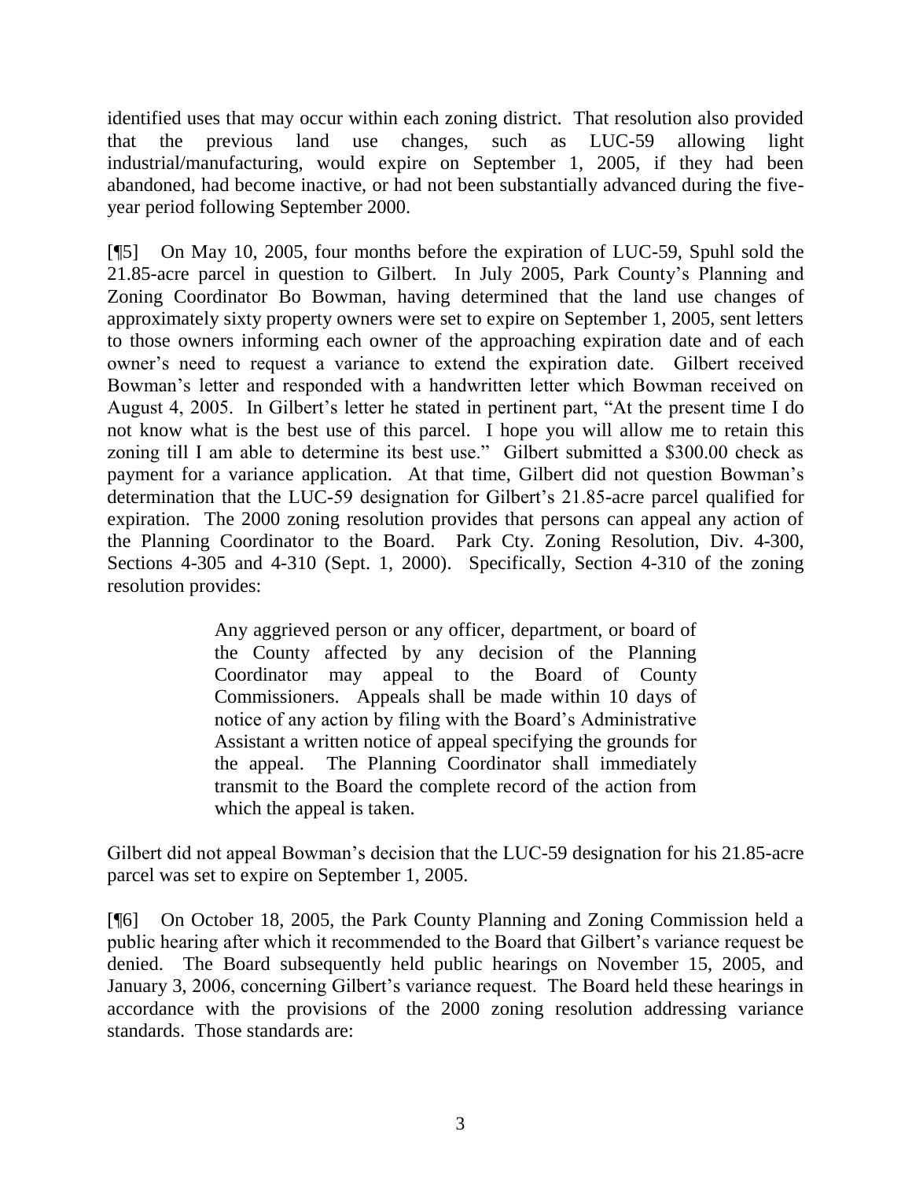identified uses that may occur within each zoning district. That resolution also provided that the previous land use changes, such as LUC-59 allowing light industrial/manufacturing, would expire on September 1, 2005, if they had been abandoned, had become inactive, or had not been substantially advanced during the five-year period following September 2000.

[¶5] On May 10, 2005, four months before the expiration of LUC-59, Spuhl sold the 21.85-acre parcel in question to Gilbert. In July 2005, Park County's Planning and Zoning Coordinator Bo Bowman, having determined that the land use changes of approximately sixty property owners were set to expire on September 1, 2005, sent letters to those owners informing each owner of the approaching expiration date and of each owner's need to request a variance to extend the expiration date. Gilbert received Bowman's letter and responded with a handwritten letter which Bowman received on August 4, 2005. In Gilbert's letter he stated in pertinent part, "At the present time I do not know what is the best use of this parcel. I hope you will allow me to retain this zoning till I am able to determine its best use." Gilbert submitted a $300.00 check as payment for a variance application. At that time, Gilbert did not question Bowman's determination that the LUC-59 designation for Gilbert's 21.85-acre parcel qualified for expiration. The 2000 zoning resolution provides that persons can appeal any action of the Planning Coordinator to the Board. Park Cty. Zoning Resolution, Div. 4-300, Sections 4-305 and 4-310 (Sept. 1, 2000). Specifically, Section 4-310 of the zoning resolution provides:

> Any aggrieved person or any officer, department, or board of the County affected by any decision of the Planning Coordinator may appeal to the Board of County Commissioners. Appeals shall be made within 10 days of notice of any action by filing with the Board's Administrative Assistant a written notice of appeal specifying the grounds for the appeal. The Planning Coordinator shall immediately transmit to the Board the complete record of the action from which the appeal is taken.

Gilbert did not appeal Bowman's decision that the LUC-59 designation for his 21.85-acre parcel was set to expire on September 1, 2005.

[¶6] On October 18, 2005, the Park County Planning and Zoning Commission held a public hearing after which it recommended to the Board that Gilbert's variance request be denied. The Board subsequently held public hearings on November 15, 2005, and January 3, 2006, concerning Gilbert's variance request. The Board held these hearings in accordance with the provisions of the 2000 zoning resolution addressing variance standards. Those standards are: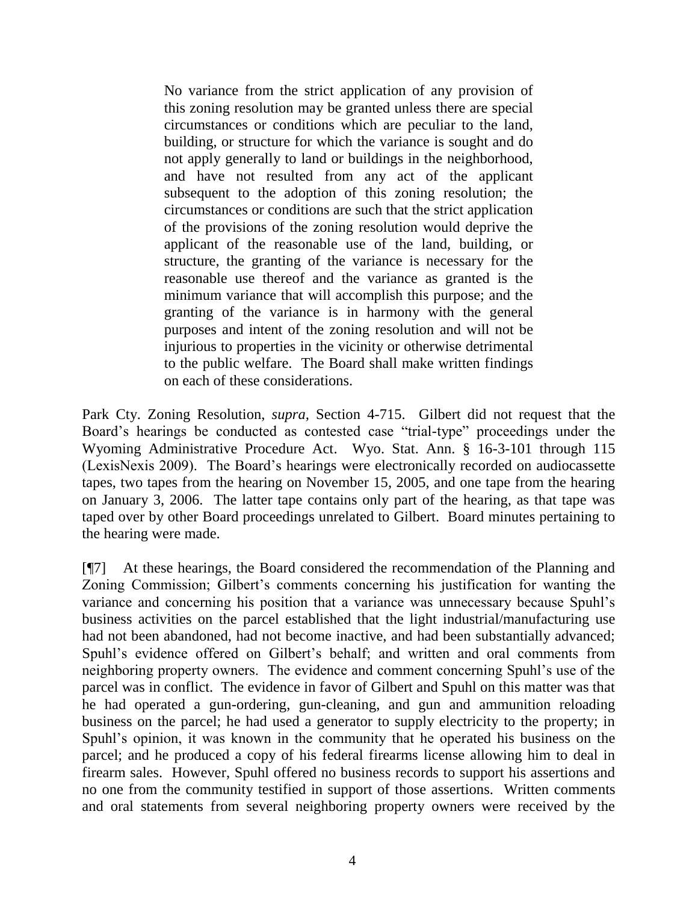> No variance from the strict application of any provision of this zoning resolution may be granted unless there are special circumstances or conditions which are peculiar to the land, building, or structure for which the variance is sought and do not apply generally to land or buildings in the neighborhood, and have not resulted from any act of the applicant subsequent to the adoption of this zoning resolution; the circumstances or conditions are such that the strict application of the provisions of the zoning resolution would deprive the applicant of the reasonable use of the land, building, or structure, the granting of the variance is necessary for the reasonable use thereof and the variance as granted is the minimum variance that will accomplish this purpose; and the granting of the variance is in harmony with the general purposes and intent of the zoning resolution and will not be injurious to properties in the vicinity or otherwise detrimental to the public welfare. The Board shall make written findings on each of these considerations.

Park Cty. Zoning Resolution, *supra,* Section 4-715. Gilbert did not request that the Board's hearings be conducted as contested case "trial-type" proceedings under the Wyoming Administrative Procedure Act. Wyo. Stat. Ann. § 16-3-101 through 115 (LexisNexis 2009). The Board's hearings were electronically recorded on audiocassette tapes, two tapes from the hearing on November 15, 2005, and one tape from the hearing on January 3, 2006. The latter tape contains only part of the hearing, as that tape was taped over by other Board proceedings unrelated to Gilbert. Board minutes pertaining to the hearing were made.

[¶7] At these hearings, the Board considered the recommendation of the Planning and Zoning Commission; Gilbert's comments concerning his justification for wanting the variance and concerning his position that a variance was unnecessary because Spuhl's business activities on the parcel established that the light industrial/manufacturing use had not been abandoned, had not become inactive, and had been substantially advanced; Spuhl's evidence offered on Gilbert's behalf; and written and oral comments from neighboring property owners. The evidence and comment concerning Spuhl's use of the parcel was in conflict. The evidence in favor of Gilbert and Spuhl on this matter was that he had operated a gun-ordering, gun-cleaning, and gun and ammunition reloading business on the parcel; he had used a generator to supply electricity to the property; in Spuhl's opinion, it was known in the community that he operated his business on the parcel; and he produced a copy of his federal firearms license allowing him to deal in firearm sales. However, Spuhl offered no business records to support his assertions and no one from the community testified in support of those assertions. Written comments and oral statements from several neighboring property owners were received by the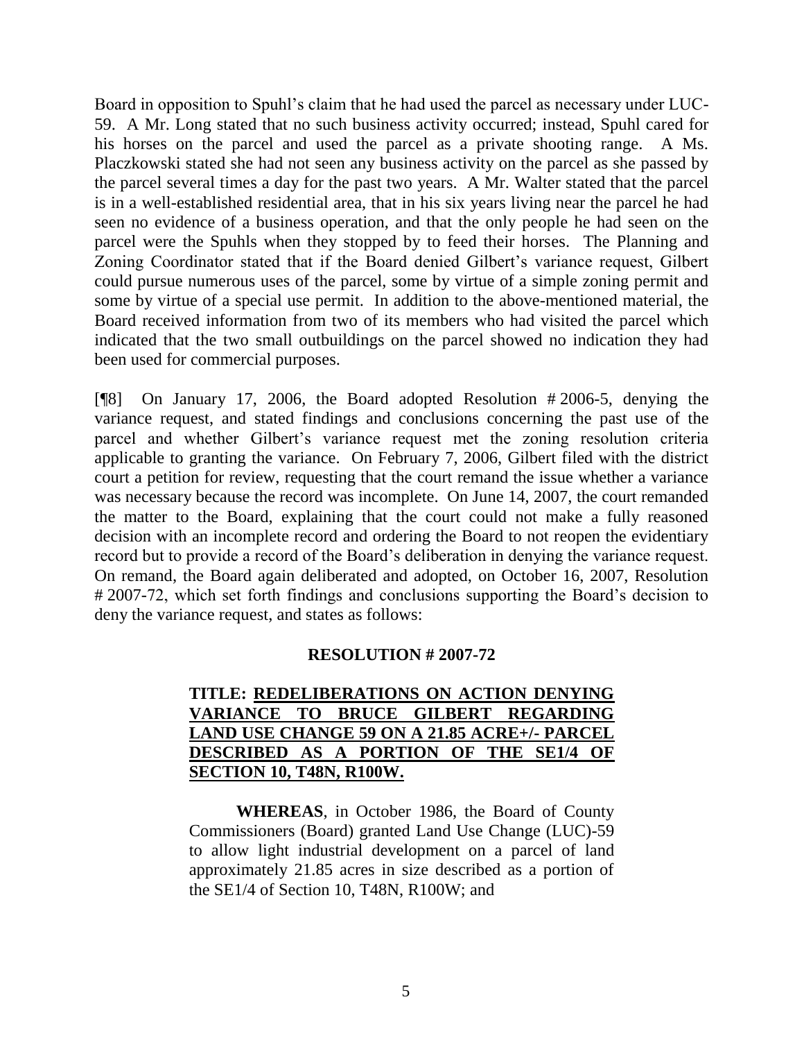Board in opposition to Spuhl's claim that he had used the parcel as necessary under LUC-59. A Mr. Long stated that no such business activity occurred; instead, Spuhl cared for his horses on the parcel and used the parcel as a private shooting range. A Ms. Placzkowski stated she had not seen any business activity on the parcel as she passed by the parcel several times a day for the past two years. A Mr. Walter stated that the parcel is in a well-established residential area, that in his six years living near the parcel he had seen no evidence of a business operation, and that the only people he had seen on the parcel were the Spuhls when they stopped by to feed their horses. The Planning and Zoning Coordinator stated that if the Board denied Gilbert's variance request, Gilbert could pursue numerous uses of the parcel, some by virtue of a simple zoning permit and some by virtue of a special use permit. In addition to the above-mentioned material, the Board received information from two of its members who had visited the parcel which indicated that the two small outbuildings on the parcel showed no indication they had been used for commercial purposes.

[¶8] On January 17, 2006, the Board adopted Resolution # 2006-5, denying the variance request, and stated findings and conclusions concerning the past use of the parcel and whether Gilbert's variance request met the zoning resolution criteria applicable to granting the variance. On February 7, 2006, Gilbert filed with the district court a petition for review, requesting that the court remand the issue whether a variance was necessary because the record was incomplete. On June 14, 2007, the court remanded the matter to the Board, explaining that the court could not make a fully reasoned decision with an incomplete record and ordering the Board to not reopen the evidentiary record but to provide a record of the Board's deliberation in denying the variance request. On remand, the Board again deliberated and adopted, on October 16, 2007, Resolution # 2007-72, which set forth findings and conclusions supporting the Board's decision to deny the variance request, and states as follows:

> **RESOLUTION # 2007-72**
>
> **TITLE: <u>REDELIBERATIONS ON ACTION DENYING VARIANCE TO BRUCE GILBERT REGARDING LAND USE CHANGE 59 ON A 21.85 ACRE+/- PARCEL DESCRIBED AS A PORTION OF THE SE1/4 OF SECTION 10, T48N, R100W.</u>**
>
> **WHEREAS**, in October 1986, the Board of County Commissioners (Board) granted Land Use Change (LUC)-59 to allow light industrial development on a parcel of land approximately 21.85 acres in size described as a portion of the SE1/4 of Section 10, T48N, R100W; and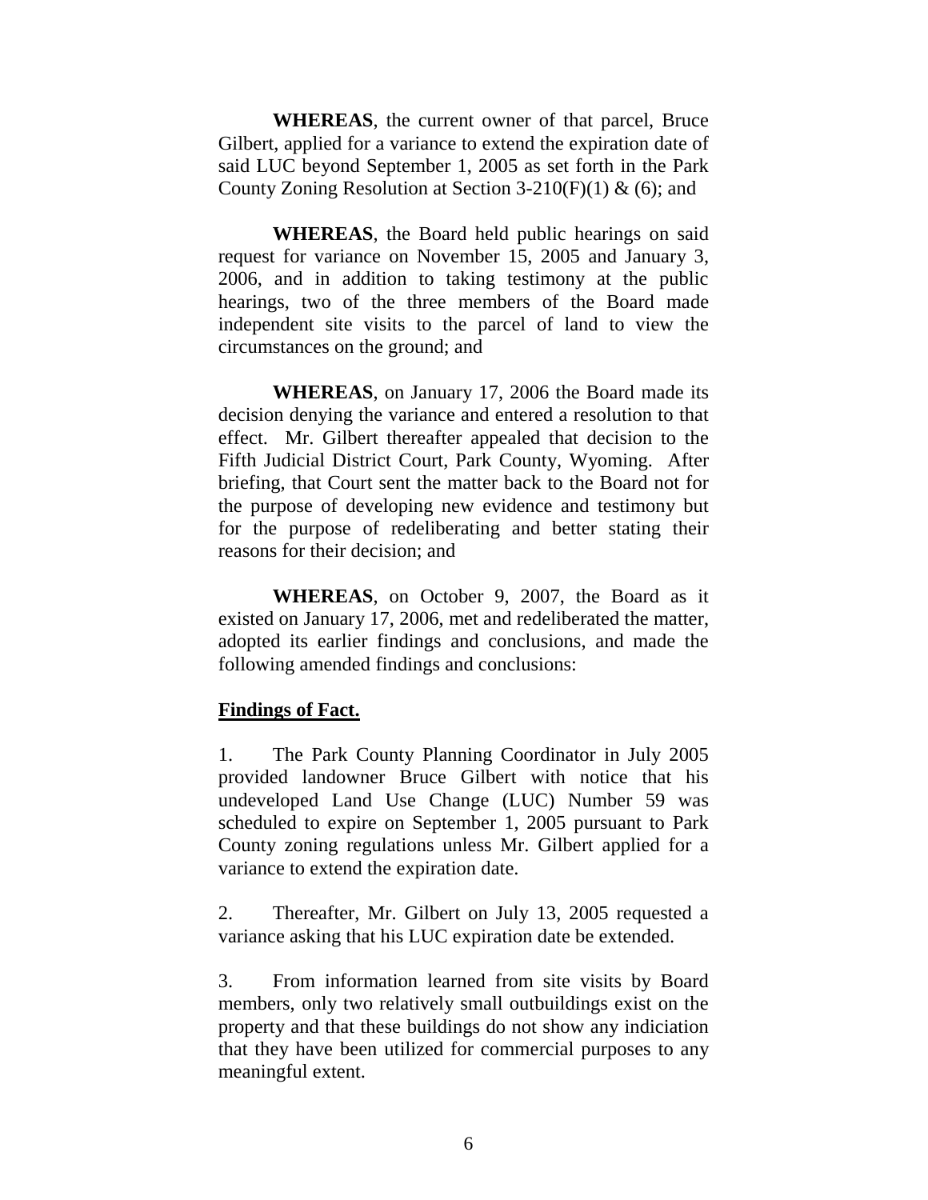**WHEREAS**, the current owner of that parcel, Bruce Gilbert, applied for a variance to extend the expiration date of said LUC beyond September 1, 2005 as set forth in the Park County Zoning Resolution at Section 3-210(F)(1) & (6); and

**WHEREAS**, the Board held public hearings on said request for variance on November 15, 2005 and January 3, 2006, and in addition to taking testimony at the public hearings, two of the three members of the Board made independent site visits to the parcel of land to view the circumstances on the ground; and

**WHEREAS**, on January 17, 2006 the Board made its decision denying the variance and entered a resolution to that effect. Mr. Gilbert thereafter appealed that decision to the Fifth Judicial District Court, Park County, Wyoming. After briefing, that Court sent the matter back to the Board not for the purpose of developing new evidence and testimony but for the purpose of redeliberating and better stating their reasons for their decision; and

**WHEREAS**, on October 9, 2007, the Board as it existed on January 17, 2006, met and redeliberated the matter, adopted its earlier findings and conclusions, and made the following amended findings and conclusions:

**Findings of Fact.**

1. The Park County Planning Coordinator in July 2005 provided landowner Bruce Gilbert with notice that his undeveloped Land Use Change (LUC) Number 59 was scheduled to expire on September 1, 2005 pursuant to Park County zoning regulations unless Mr. Gilbert applied for a variance to extend the expiration date.

2. Thereafter, Mr. Gilbert on July 13, 2005 requested a variance asking that his LUC expiration date be extended.

3. From information learned from site visits by Board members, only two relatively small outbuildings exist on the property and that these buildings do not show any indiciation that they have been utilized for commercial purposes to any meaningful extent.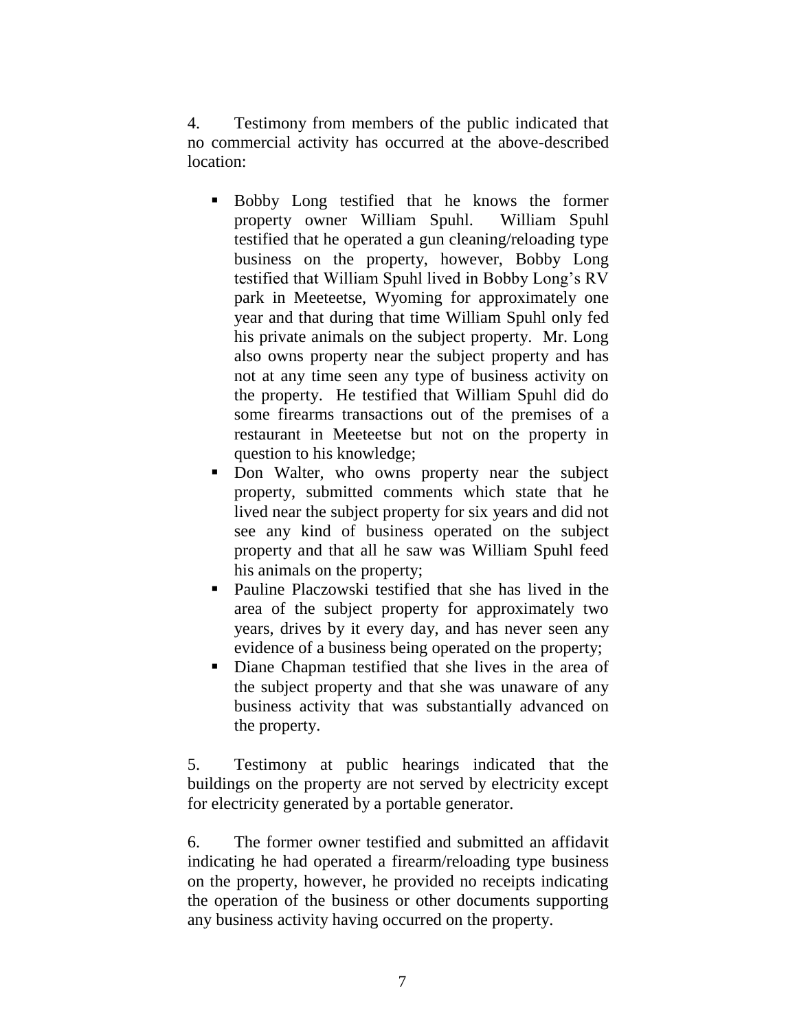4. Testimony from members of the public indicated that no commercial activity has occurred at the above-described location:

- Bobby Long testified that he knows the former property owner William Spuhl. William Spuhl testified that he operated a gun cleaning/reloading type business on the property, however, Bobby Long testified that William Spuhl lived in Bobby Long's RV park in Meeteetse, Wyoming for approximately one year and that during that time William Spuhl only fed his private animals on the subject property. Mr. Long also owns property near the subject property and has not at any time seen any type of business activity on the property. He testified that William Spuhl did do some firearms transactions out of the premises of a restaurant in Meeteetse but not on the property in question to his knowledge;
- Don Walter, who owns property near the subject property, submitted comments which state that he lived near the subject property for six years and did not see any kind of business operated on the subject property and that all he saw was William Spuhl feed his animals on the property;
- Pauline Placzowski testified that she has lived in the area of the subject property for approximately two years, drives by it every day, and has never seen any evidence of a business being operated on the property;
- Diane Chapman testified that she lives in the area of the subject property and that she was unaware of any business activity that was substantially advanced on the property.

5. Testimony at public hearings indicated that the buildings on the property are not served by electricity except for electricity generated by a portable generator.

6. The former owner testified and submitted an affidavit indicating he had operated a firearm/reloading type business on the property, however, he provided no receipts indicating the operation of the business or other documents supporting any business activity having occurred on the property.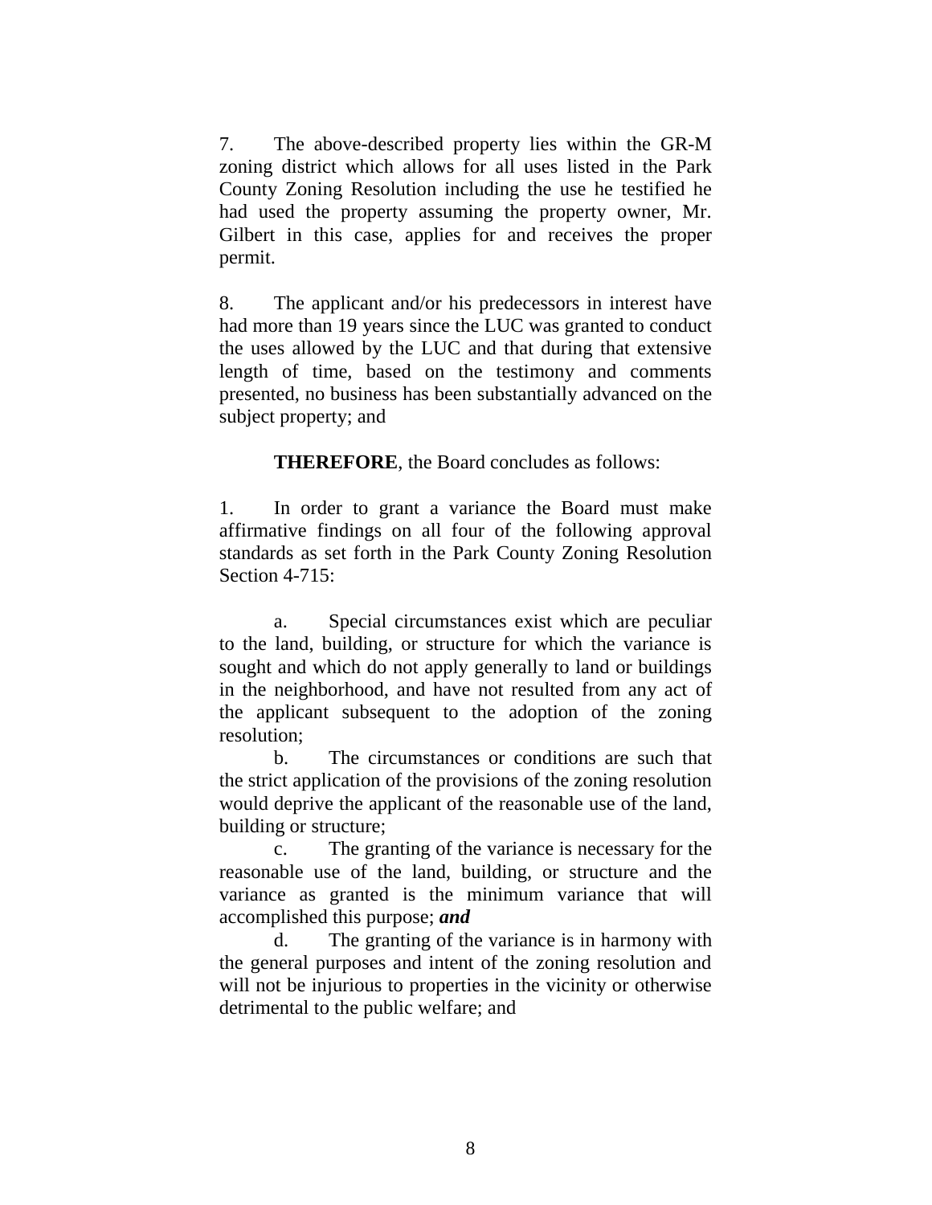7. The above-described property lies within the GR-M zoning district which allows for all uses listed in the Park County Zoning Resolution including the use he testified he had used the property assuming the property owner, Mr. Gilbert in this case, applies for and receives the proper permit.

8. The applicant and/or his predecessors in interest have had more than 19 years since the LUC was granted to conduct the uses allowed by the LUC and that during that extensive length of time, based on the testimony and comments presented, no business has been substantially advanced on the subject property; and

**THEREFORE**, the Board concludes as follows:

1. In order to grant a variance the Board must make affirmative findings on all four of the following approval standards as set forth in the Park County Zoning Resolution Section 4-715:

   a. Special circumstances exist which are peculiar to the land, building, or structure for which the variance is sought and which do not apply generally to land or buildings in the neighborhood, and have not resulted from any act of the applicant subsequent to the adoption of the zoning resolution;

   b. The circumstances or conditions are such that the strict application of the provisions of the zoning resolution would deprive the applicant of the reasonable use of the land, building or structure;

   c. The granting of the variance is necessary for the reasonable use of the land, building, or structure and the variance as granted is the minimum variance that will accomplished this purpose; ***and***

   d. The granting of the variance is in harmony with the general purposes and intent of the zoning resolution and will not be injurious to properties in the vicinity or otherwise detrimental to the public welfare; and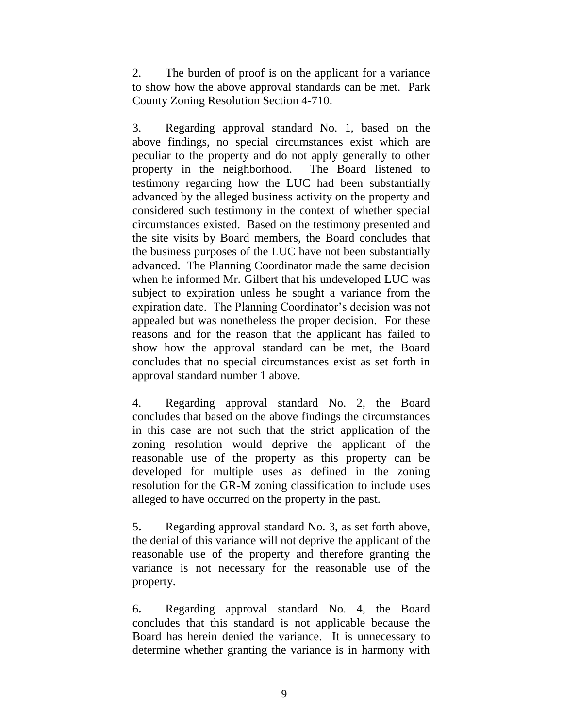2. The burden of proof is on the applicant for a variance to show how the above approval standards can be met. Park County Zoning Resolution Section 4-710.

3. Regarding approval standard No. 1, based on the above findings, no special circumstances exist which are peculiar to the property and do not apply generally to other property in the neighborhood. The Board listened to testimony regarding how the LUC had been substantially advanced by the alleged business activity on the property and considered such testimony in the context of whether special circumstances existed. Based on the testimony presented and the site visits by Board members, the Board concludes that the business purposes of the LUC have not been substantially advanced. The Planning Coordinator made the same decision when he informed Mr. Gilbert that his undeveloped LUC was subject to expiration unless he sought a variance from the expiration date. The Planning Coordinator's decision was not appealed but was nonetheless the proper decision. For these reasons and for the reason that the applicant has failed to show how the approval standard can be met, the Board concludes that no special circumstances exist as set forth in approval standard number 1 above.

4. Regarding approval standard No. 2, the Board concludes that based on the above findings the circumstances in this case are not such that the strict application of the zoning resolution would deprive the applicant of the reasonable use of the property as this property can be developed for multiple uses as defined in the zoning resolution for the GR-M zoning classification to include uses alleged to have occurred on the property in the past.

5**.** Regarding approval standard No. 3, as set forth above, the denial of this variance will not deprive the applicant of the reasonable use of the property and therefore granting the variance is not necessary for the reasonable use of the property.

6**.** Regarding approval standard No. 4, the Board concludes that this standard is not applicable because the Board has herein denied the variance. It is unnecessary to determine whether granting the variance is in harmony with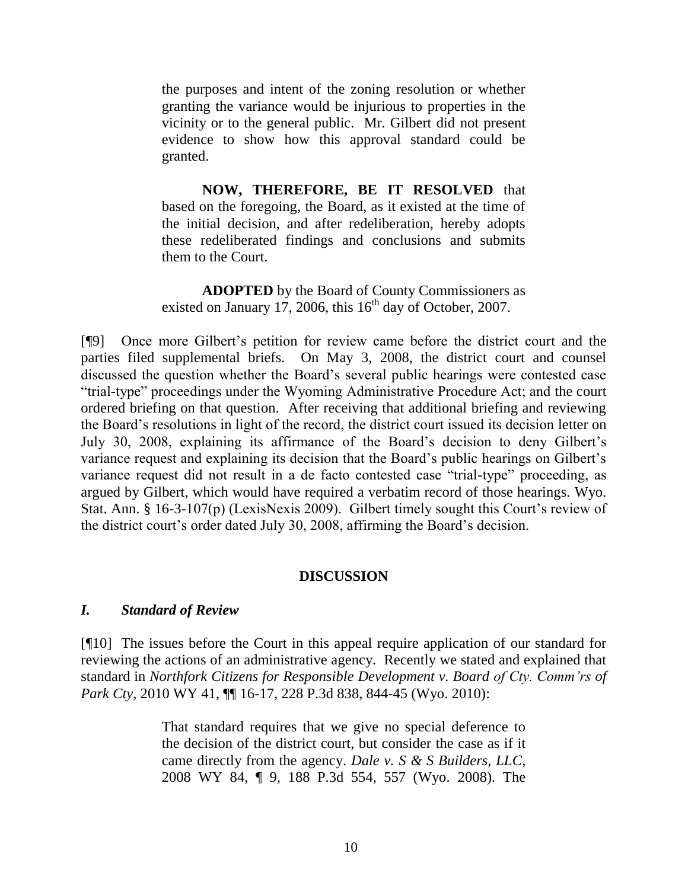> the purposes and intent of the zoning resolution or whether granting the variance would be injurious to properties in the vicinity or to the general public. Mr. Gilbert did not present evidence to show how this approval standard could be granted.
>
> **NOW, THEREFORE, BE IT RESOLVED** that based on the foregoing, the Board, as it existed at the time of the initial decision, and after redeliberation, hereby adopts these redeliberated findings and conclusions and submits them to the Court.
>
> **ADOPTED** by the Board of County Commissioners as existed on January 17, 2006, this 16th day of October, 2007.

[¶9] Once more Gilbert's petition for review came before the district court and the parties filed supplemental briefs. On May 3, 2008, the district court and counsel discussed the question whether the Board's several public hearings were contested case "trial-type" proceedings under the Wyoming Administrative Procedure Act; and the court ordered briefing on that question. After receiving that additional briefing and reviewing the Board's resolutions in light of the record, the district court issued its decision letter on July 30, 2008, explaining its affirmance of the Board's decision to deny Gilbert's variance request and explaining its decision that the Board's public hearings on Gilbert's variance request did not result in a de facto contested case "trial-type" proceeding, as argued by Gilbert, which would have required a verbatim record of those hearings. Wyo. Stat. Ann. § 16-3-107(p) (LexisNexis 2009). Gilbert timely sought this Court's review of the district court's order dated July 30, 2008, affirming the Board's decision.

## DISCUSSION

### *I. Standard of Review*

[¶10] The issues before the Court in this appeal require application of our standard for reviewing the actions of an administrative agency. Recently we stated and explained that standard in *Northfork Citizens for Responsible Development v. Board of Cty. Comm'rs of Park Cty*, 2010 WY 41, ¶¶ 16-17, 228 P.3d 838, 844-45 (Wyo. 2010):

> That standard requires that we give no special deference to the decision of the district court, but consider the case as if it came directly from the agency. *Dale v. S & S Builders, LLC*, 2008 WY 84, ¶ 9, 188 P.3d 554, 557 (Wyo. 2008). The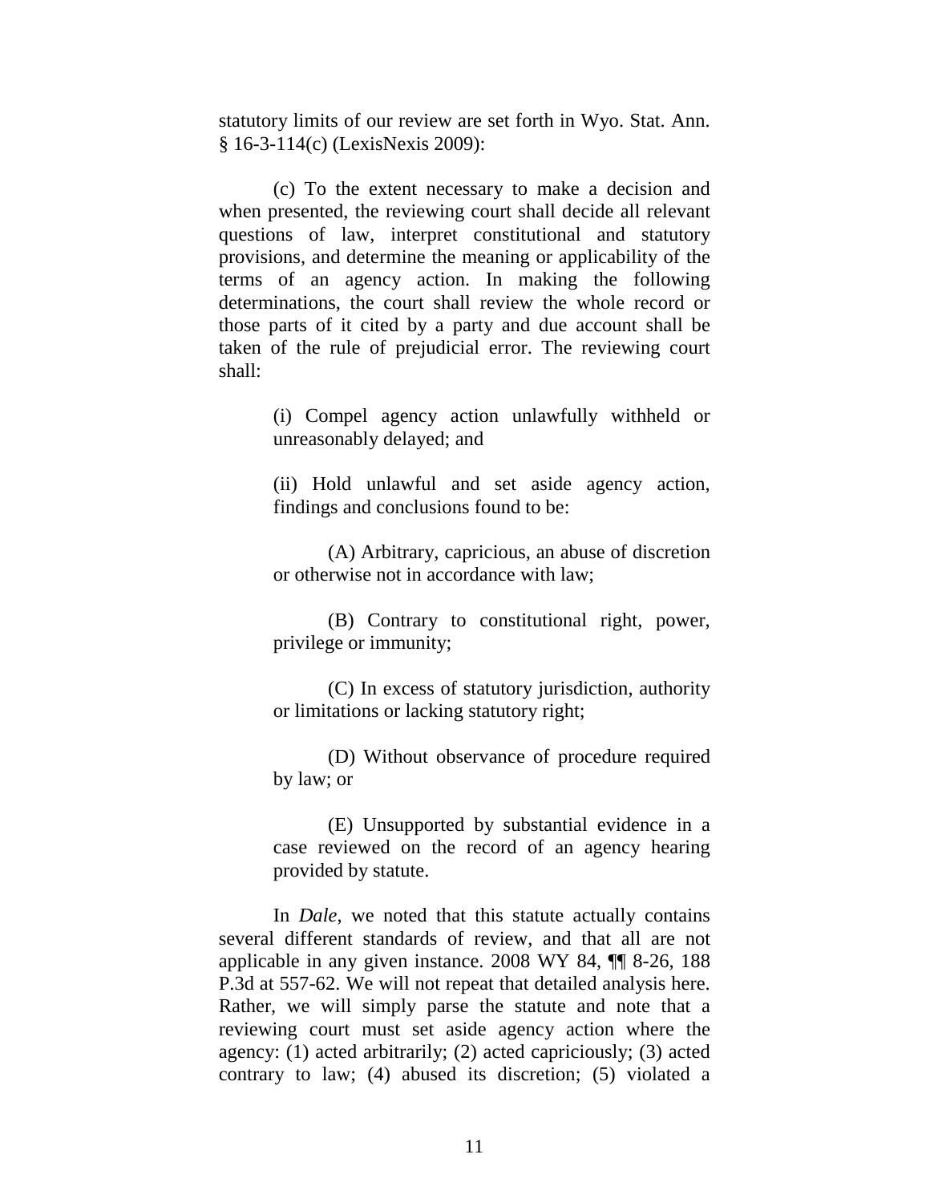statutory limits of our review are set forth in Wyo. Stat. Ann. § 16-3-114(c) (LexisNexis 2009):

> (c) To the extent necessary to make a decision and when presented, the reviewing court shall decide all relevant questions of law, interpret constitutional and statutory provisions, and determine the meaning or applicability of the terms of an agency action. In making the following determinations, the court shall review the whole record or those parts of it cited by a party and due account shall be taken of the rule of prejudicial error. The reviewing court shall:
>
> > (i) Compel agency action unlawfully withheld or unreasonably delayed; and
> >
> > (ii) Hold unlawful and set aside agency action, findings and conclusions found to be:
> >
> > > (A) Arbitrary, capricious, an abuse of discretion or otherwise not in accordance with law;
> > >
> > > (B) Contrary to constitutional right, power, privilege or immunity;
> > >
> > > (C) In excess of statutory jurisdiction, authority or limitations or lacking statutory right;
> > >
> > > (D) Without observance of procedure required by law; or
> > >
> > > (E) Unsupported by substantial evidence in a case reviewed on the record of an agency hearing provided by statute.

In *Dale*, we noted that this statute actually contains several different standards of review, and that all are not applicable in any given instance. 2008 WY 84, ¶¶ 8-26, 188 P.3d at 557-62. We will not repeat that detailed analysis here. Rather, we will simply parse the statute and note that a reviewing court must set aside agency action where the agency: (1) acted arbitrarily; (2) acted capriciously; (3) acted contrary to law; (4) abused its discretion; (5) violated a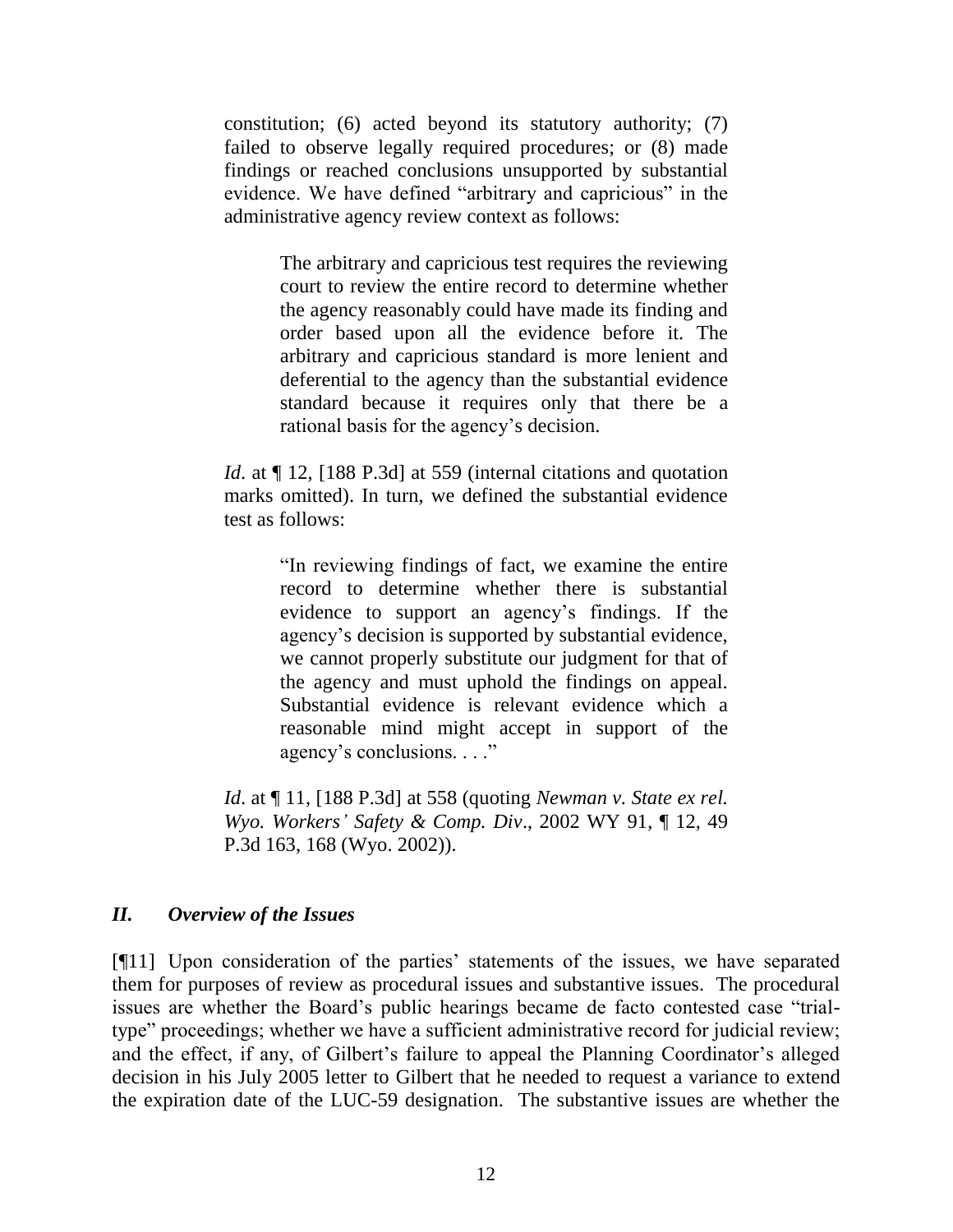> constitution; (6) acted beyond its statutory authority; (7) failed to observe legally required procedures; or (8) made findings or reached conclusions unsupported by substantial evidence. We have defined "arbitrary and capricious" in the administrative agency review context as follows:
>
> > The arbitrary and capricious test requires the reviewing court to review the entire record to determine whether the agency reasonably could have made its finding and order based upon all the evidence before it. The arbitrary and capricious standard is more lenient and deferential to the agency than the substantial evidence standard because it requires only that there be a rational basis for the agency's decision.
>
> *Id*. at ¶ 12, [188 P.3d] at 559 (internal citations and quotation marks omitted). In turn, we defined the substantial evidence test as follows:
>
> > "In reviewing findings of fact, we examine the entire record to determine whether there is substantial evidence to support an agency's findings. If the agency's decision is supported by substantial evidence, we cannot properly substitute our judgment for that of the agency and must uphold the findings on appeal. Substantial evidence is relevant evidence which a reasonable mind might accept in support of the agency's conclusions. . . ."
>
> *Id*. at ¶ 11, [188 P.3d] at 558 (quoting *Newman v. State ex rel. Wyo. Workers' Safety & Comp. Div*., 2002 WY 91, ¶ 12, 49 P.3d 163, 168 (Wyo. 2002)).

## *II. Overview of the Issues*

[¶11] Upon consideration of the parties' statements of the issues, we have separated them for purposes of review as procedural issues and substantive issues. The procedural issues are whether the Board's public hearings became de facto contested case "trial-type" proceedings; whether we have a sufficient administrative record for judicial review; and the effect, if any, of Gilbert's failure to appeal the Planning Coordinator's alleged decision in his July 2005 letter to Gilbert that he needed to request a variance to extend the expiration date of the LUC-59 designation. The substantive issues are whether the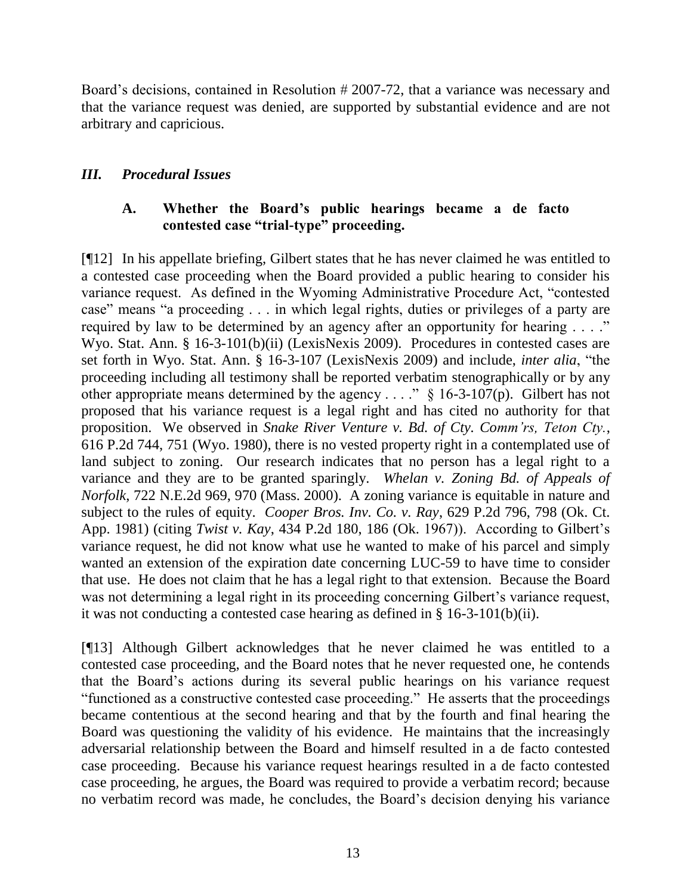Board's decisions, contained in Resolution # 2007-72, that a variance was necessary and that the variance request was denied, are supported by substantial evidence and are not arbitrary and capricious.

## *III. Procedural Issues*

### A. Whether the Board's public hearings became a de facto contested case "trial-type" proceeding.

[¶12] In his appellate briefing, Gilbert states that he has never claimed he was entitled to a contested case proceeding when the Board provided a public hearing to consider his variance request. As defined in the Wyoming Administrative Procedure Act, "contested case" means "a proceeding . . . in which legal rights, duties or privileges of a party are required by law to be determined by an agency after an opportunity for hearing . . . ." Wyo. Stat. Ann. § 16-3-101(b)(ii) (LexisNexis 2009). Procedures in contested cases are set forth in Wyo. Stat. Ann. § 16-3-107 (LexisNexis 2009) and include, *inter alia*, "the proceeding including all testimony shall be reported verbatim stenographically or by any other appropriate means determined by the agency . . . ." § 16-3-107(p). Gilbert has not proposed that his variance request is a legal right and has cited no authority for that proposition. We observed in *Snake River Venture v. Bd. of Cty. Comm'rs, Teton Cty.*, 616 P.2d 744, 751 (Wyo. 1980), there is no vested property right in a contemplated use of land subject to zoning. Our research indicates that no person has a legal right to a variance and they are to be granted sparingly. *Whelan v. Zoning Bd. of Appeals of Norfolk*, 722 N.E.2d 969, 970 (Mass. 2000). A zoning variance is equitable in nature and subject to the rules of equity. *Cooper Bros. Inv. Co. v. Ray*, 629 P.2d 796, 798 (Ok. Ct. App. 1981) (citing *Twist v. Kay*, 434 P.2d 180, 186 (Ok. 1967)). According to Gilbert's variance request, he did not know what use he wanted to make of his parcel and simply wanted an extension of the expiration date concerning LUC-59 to have time to consider that use. He does not claim that he has a legal right to that extension. Because the Board was not determining a legal right in its proceeding concerning Gilbert's variance request, it was not conducting a contested case hearing as defined in § 16-3-101(b)(ii).

[¶13] Although Gilbert acknowledges that he never claimed he was entitled to a contested case proceeding, and the Board notes that he never requested one, he contends that the Board's actions during its several public hearings on his variance request "functioned as a constructive contested case proceeding." He asserts that the proceedings became contentious at the second hearing and that by the fourth and final hearing the Board was questioning the validity of his evidence. He maintains that the increasingly adversarial relationship between the Board and himself resulted in a de facto contested case proceeding. Because his variance request hearings resulted in a de facto contested case proceeding, he argues, the Board was required to provide a verbatim record; because no verbatim record was made, he concludes, the Board's decision denying his variance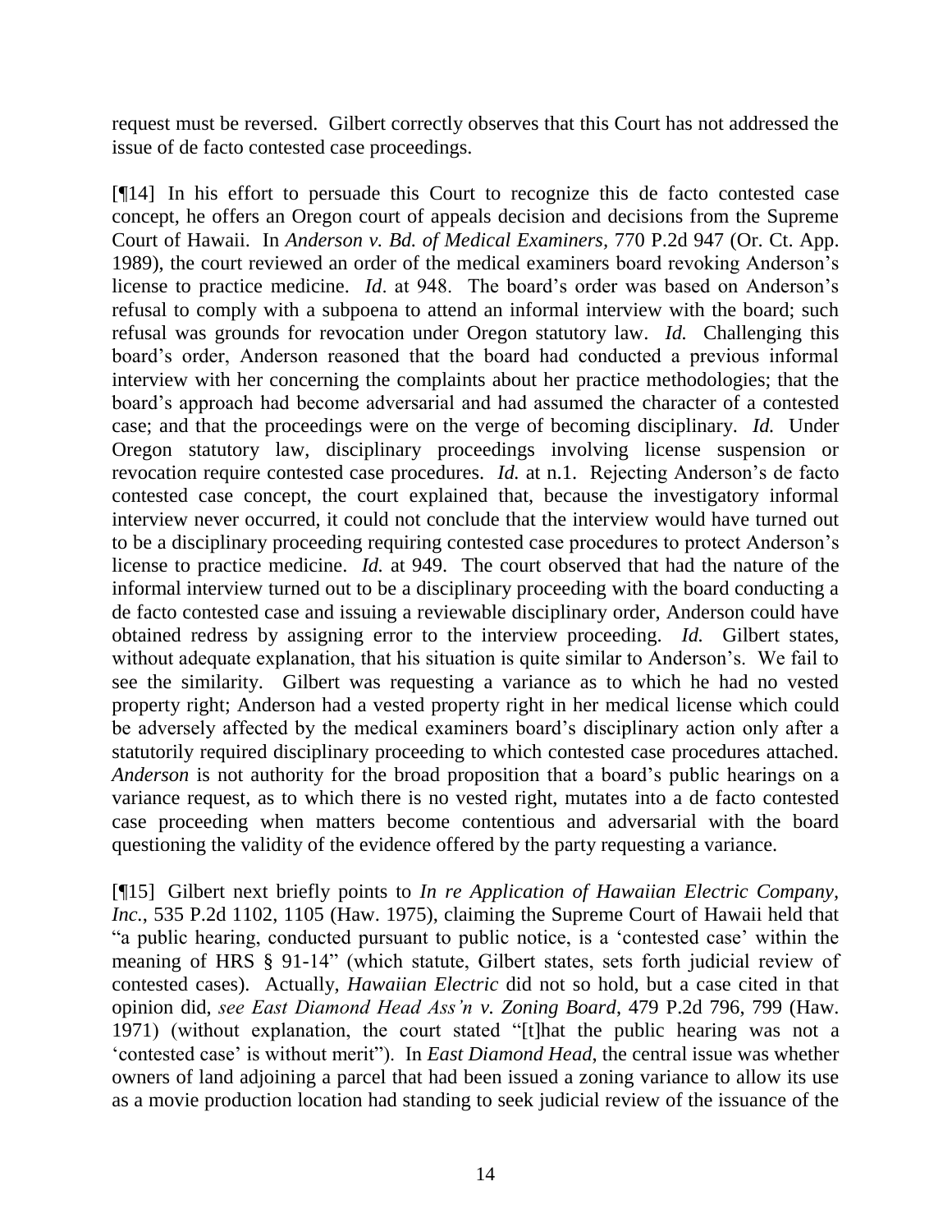request must be reversed. Gilbert correctly observes that this Court has not addressed the issue of de facto contested case proceedings.

[¶14] In his effort to persuade this Court to recognize this de facto contested case concept, he offers an Oregon court of appeals decision and decisions from the Supreme Court of Hawaii. In *Anderson v. Bd. of Medical Examiners*, 770 P.2d 947 (Or. Ct. App. 1989), the court reviewed an order of the medical examiners board revoking Anderson's license to practice medicine. *Id*. at 948. The board's order was based on Anderson's refusal to comply with a subpoena to attend an informal interview with the board; such refusal was grounds for revocation under Oregon statutory law. *Id.* Challenging this board's order, Anderson reasoned that the board had conducted a previous informal interview with her concerning the complaints about her practice methodologies; that the board's approach had become adversarial and had assumed the character of a contested case; and that the proceedings were on the verge of becoming disciplinary. *Id.* Under Oregon statutory law, disciplinary proceedings involving license suspension or revocation require contested case procedures. *Id.* at n.1. Rejecting Anderson's de facto contested case concept, the court explained that, because the investigatory informal interview never occurred, it could not conclude that the interview would have turned out to be a disciplinary proceeding requiring contested case procedures to protect Anderson's license to practice medicine. *Id.* at 949. The court observed that had the nature of the informal interview turned out to be a disciplinary proceeding with the board conducting a de facto contested case and issuing a reviewable disciplinary order, Anderson could have obtained redress by assigning error to the interview proceeding. *Id.* Gilbert states, without adequate explanation, that his situation is quite similar to Anderson's. We fail to see the similarity. Gilbert was requesting a variance as to which he had no vested property right; Anderson had a vested property right in her medical license which could be adversely affected by the medical examiners board's disciplinary action only after a statutorily required disciplinary proceeding to which contested case procedures attached. *Anderson* is not authority for the broad proposition that a board's public hearings on a variance request, as to which there is no vested right, mutates into a de facto contested case proceeding when matters become contentious and adversarial with the board questioning the validity of the evidence offered by the party requesting a variance.

[¶15] Gilbert next briefly points to *In re Application of Hawaiian Electric Company, Inc.*, 535 P.2d 1102, 1105 (Haw. 1975), claiming the Supreme Court of Hawaii held that "a public hearing, conducted pursuant to public notice, is a 'contested case' within the meaning of HRS § 91-14" (which statute, Gilbert states, sets forth judicial review of contested cases). Actually, *Hawaiian Electric* did not so hold, but a case cited in that opinion did, *see East Diamond Head Ass'n v. Zoning Board*, 479 P.2d 796, 799 (Haw. 1971) (without explanation, the court stated "[t]hat the public hearing was not a 'contested case' is without merit"). In *East Diamond Head*, the central issue was whether owners of land adjoining a parcel that had been issued a zoning variance to allow its use as a movie production location had standing to seek judicial review of the issuance of the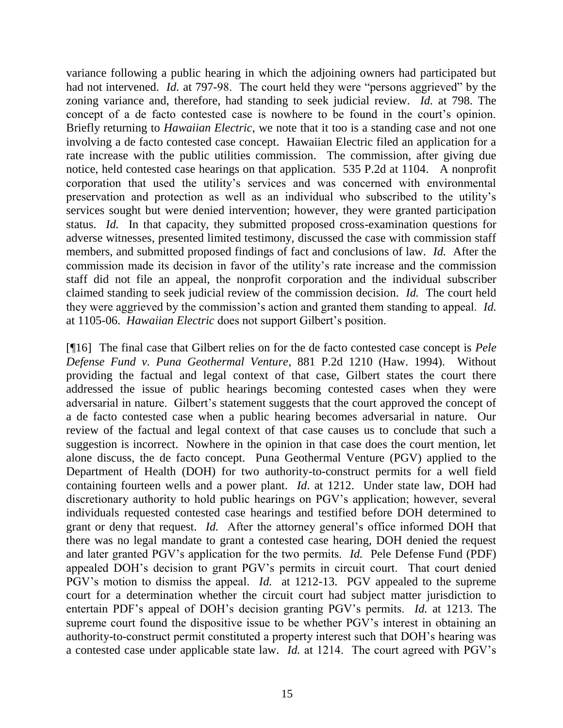variance following a public hearing in which the adjoining owners had participated but had not intervened. *Id.* at 797-98. The court held they were "persons aggrieved" by the zoning variance and, therefore, had standing to seek judicial review. *Id.* at 798. The concept of a de facto contested case is nowhere to be found in the court's opinion. Briefly returning to *Hawaiian Electric*, we note that it too is a standing case and not one involving a de facto contested case concept. Hawaiian Electric filed an application for a rate increase with the public utilities commission. The commission, after giving due notice, held contested case hearings on that application. 535 P.2d at 1104. A nonprofit corporation that used the utility's services and was concerned with environmental preservation and protection as well as an individual who subscribed to the utility's services sought but were denied intervention; however, they were granted participation status. *Id.* In that capacity, they submitted proposed cross-examination questions for adverse witnesses, presented limited testimony, discussed the case with commission staff members, and submitted proposed findings of fact and conclusions of law. *Id.* After the commission made its decision in favor of the utility's rate increase and the commission staff did not file an appeal, the nonprofit corporation and the individual subscriber claimed standing to seek judicial review of the commission decision. *Id.* The court held they were aggrieved by the commission's action and granted them standing to appeal. *Id.* at 1105-06. *Hawaiian Electric* does not support Gilbert's position.

[¶16] The final case that Gilbert relies on for the de facto contested case concept is *Pele Defense Fund v. Puna Geothermal Venture*, 881 P.2d 1210 (Haw. 1994). Without providing the factual and legal context of that case, Gilbert states the court there addressed the issue of public hearings becoming contested cases when they were adversarial in nature. Gilbert's statement suggests that the court approved the concept of a de facto contested case when a public hearing becomes adversarial in nature. Our review of the factual and legal context of that case causes us to conclude that such a suggestion is incorrect. Nowhere in the opinion in that case does the court mention, let alone discuss, the de facto concept. Puna Geothermal Venture (PGV) applied to the Department of Health (DOH) for two authority-to-construct permits for a well field containing fourteen wells and a power plant. *Id.* at 1212. Under state law, DOH had discretionary authority to hold public hearings on PGV's application; however, several individuals requested contested case hearings and testified before DOH determined to grant or deny that request. *Id.* After the attorney general's office informed DOH that there was no legal mandate to grant a contested case hearing, DOH denied the request and later granted PGV's application for the two permits. *Id.* Pele Defense Fund (PDF) appealed DOH's decision to grant PGV's permits in circuit court. That court denied PGV's motion to dismiss the appeal. *Id.* at 1212-13. PGV appealed to the supreme court for a determination whether the circuit court had subject matter jurisdiction to entertain PDF's appeal of DOH's decision granting PGV's permits. *Id.* at 1213. The supreme court found the dispositive issue to be whether PGV's interest in obtaining an authority-to-construct permit constituted a property interest such that DOH's hearing was a contested case under applicable state law. *Id.* at 1214. The court agreed with PGV's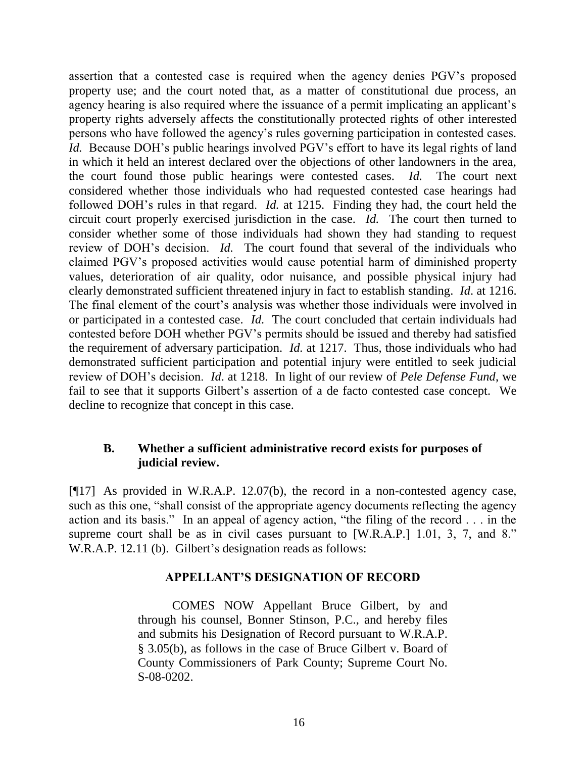assertion that a contested case is required when the agency denies PGV's proposed property use; and the court noted that, as a matter of constitutional due process, an agency hearing is also required where the issuance of a permit implicating an applicant's property rights adversely affects the constitutionally protected rights of other interested persons who have followed the agency's rules governing participation in contested cases. *Id.* Because DOH's public hearings involved PGV's effort to have its legal rights of land in which it held an interest declared over the objections of other landowners in the area, the court found those public hearings were contested cases. *Id.* The court next considered whether those individuals who had requested contested case hearings had followed DOH's rules in that regard. *Id.* at 1215. Finding they had, the court held the circuit court properly exercised jurisdiction in the case. *Id.* The court then turned to consider whether some of those individuals had shown they had standing to request review of DOH's decision. *Id.* The court found that several of the individuals who claimed PGV's proposed activities would cause potential harm of diminished property values, deterioration of air quality, odor nuisance, and possible physical injury had clearly demonstrated sufficient threatened injury in fact to establish standing. *Id*. at 1216. The final element of the court's analysis was whether those individuals were involved in or participated in a contested case. *Id.* The court concluded that certain individuals had contested before DOH whether PGV's permits should be issued and thereby had satisfied the requirement of adversary participation. *Id.* at 1217. Thus, those individuals who had demonstrated sufficient participation and potential injury were entitled to seek judicial review of DOH's decision. *Id*. at 1218. In light of our review of *Pele Defense Fund*, we fail to see that it supports Gilbert's assertion of a de facto contested case concept. We decline to recognize that concept in this case.

### B. Whether a sufficient administrative record exists for purposes of judicial review.

[¶17] As provided in W.R.A.P. 12.07(b), the record in a non-contested agency case, such as this one, "shall consist of the appropriate agency documents reflecting the agency action and its basis." In an appeal of agency action, "the filing of the record . . . in the supreme court shall be as in civil cases pursuant to [W.R.A.P.] 1.01, 3, 7, and 8." W.R.A.P. 12.11 (b). Gilbert's designation reads as follows:

> **APPELLANT'S DESIGNATION OF RECORD**
>
> COMES NOW Appellant Bruce Gilbert, by and through his counsel, Bonner Stinson, P.C., and hereby files and submits his Designation of Record pursuant to W.R.A.P. § 3.05(b), as follows in the case of Bruce Gilbert v. Board of County Commissioners of Park County; Supreme Court No. S-08-0202.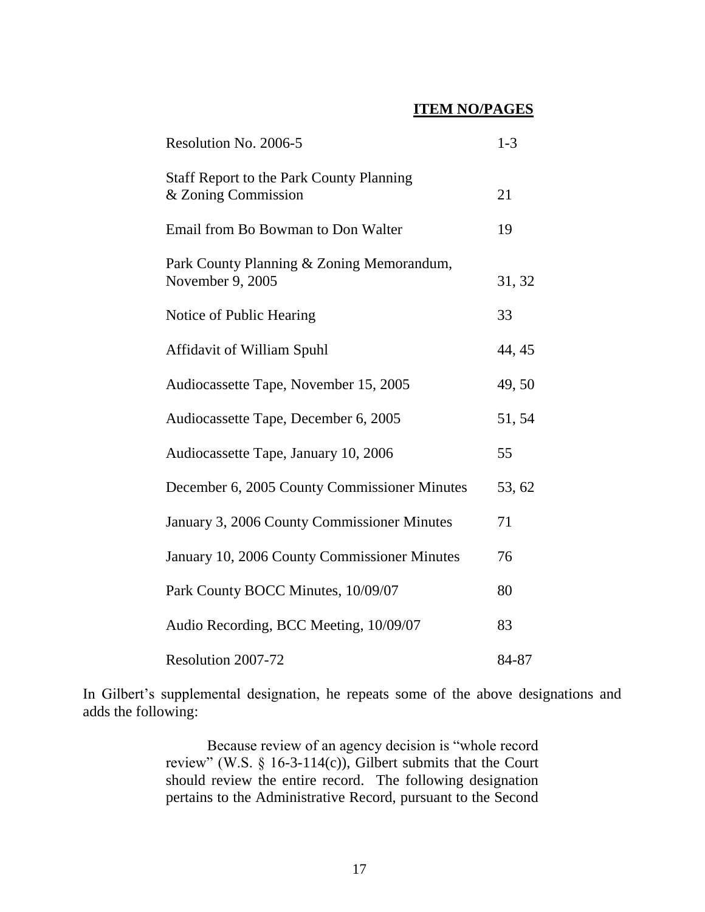| | **ITEM NO/PAGES** |
|---|---|
| Resolution No. 2006-5 | 1-3 |
| Staff Report to the Park County Planning & Zoning Commission | 21 |
| Email from Bo Bowman to Don Walter | 19 |
| Park County Planning & Zoning Memorandum, November 9, 2005 | 31, 32 |
| Notice of Public Hearing | 33 |
| Affidavit of William Spuhl | 44, 45 |
| Audiocassette Tape, November 15, 2005 | 49, 50 |
| Audiocassette Tape, December 6, 2005 | 51, 54 |
| Audiocassette Tape, January 10, 2006 | 55 |
| December 6, 2005 County Commissioner Minutes | 53, 62 |
| January 3, 2006 County Commissioner Minutes | 71 |
| January 10, 2006 County Commissioner Minutes | 76 |
| Park County BOCC Minutes, 10/09/07 | 80 |
| Audio Recording, BCC Meeting, 10/09/07 | 83 |
| Resolution 2007-72 | 84-87 |

In Gilbert's supplemental designation, he repeats some of the above designations and adds the following:

> Because review of an agency decision is "whole record review" (W.S. § 16-3-114(c)), Gilbert submits that the Court should review the entire record. The following designation pertains to the Administrative Record, pursuant to the Second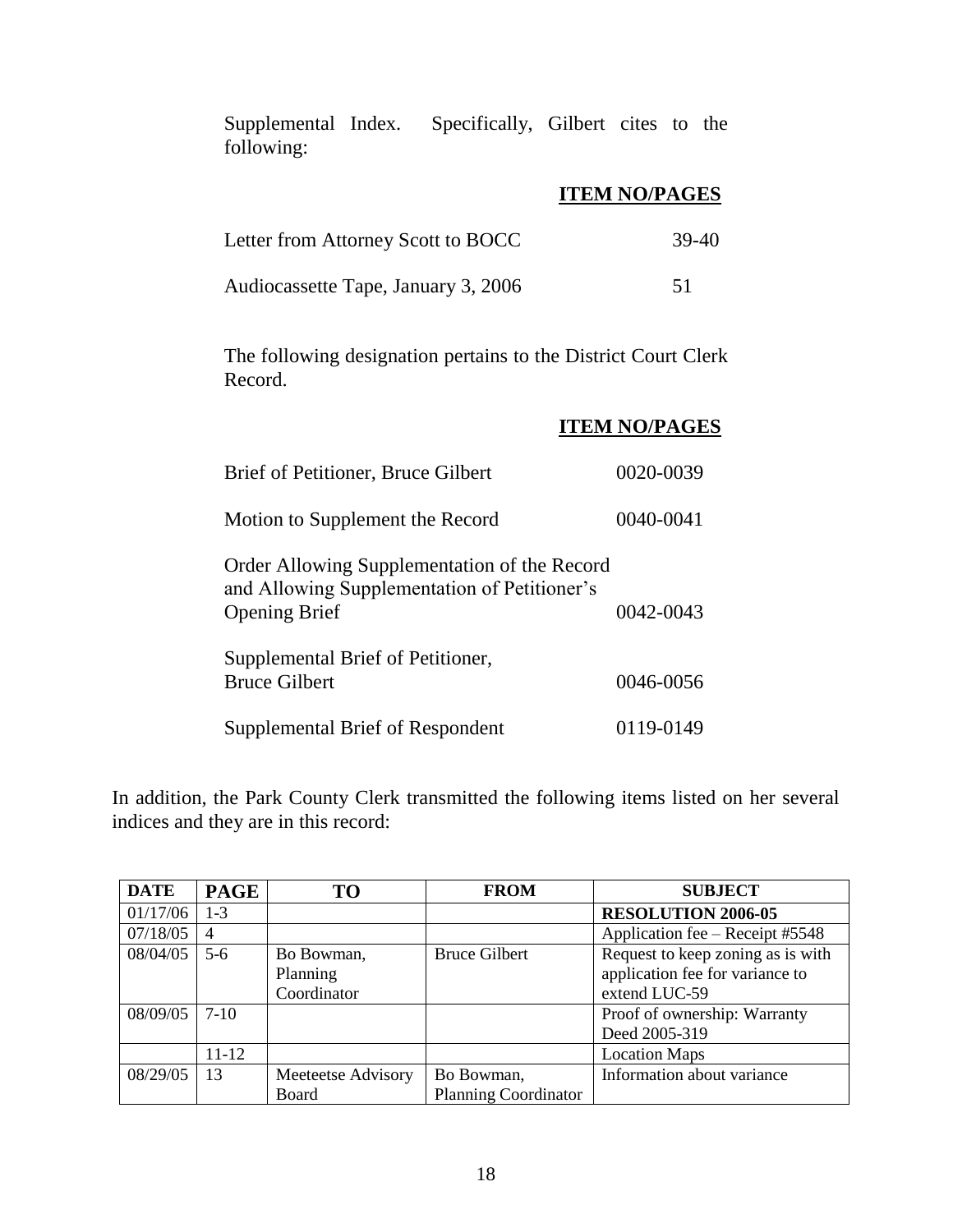Supplemental Index. Specifically, Gilbert cites to the following:

| | **ITEM NO/PAGES** |
|---|---|
| Letter from Attorney Scott to BOCC | 39-40 |
| Audiocassette Tape, January 3, 2006 | 51 |

The following designation pertains to the District Court Clerk Record.

| | **ITEM NO/PAGES** |
|---|---|
| Brief of Petitioner, Bruce Gilbert | 0020-0039 |
| Motion to Supplement the Record | 0040-0041 |
| Order Allowing Supplementation of the Record and Allowing Supplementation of Petitioner's Opening Brief | 0042-0043 |
| Supplemental Brief of Petitioner, Bruce Gilbert | 0046-0056 |
| Supplemental Brief of Respondent | 0119-0149 |

In addition, the Park County Clerk transmitted the following items listed on her several indices and they are in this record:

| DATE | PAGE | TO | FROM | SUBJECT |
|---|---|---|---|---|
| 01/17/06 | 1-3 | | | **RESOLUTION 2006-05** |
| 07/18/05 | 4 | | | Application fee – Receipt #5548 |
| 08/04/05 | 5-6 | Bo Bowman, Planning Coordinator | Bruce Gilbert | Request to keep zoning as is with application fee for variance to extend LUC-59 |
| 08/09/05 | 7-10 | | | Proof of ownership: Warranty Deed 2005-319 |
| | 11-12 | | | Location Maps |
| 08/29/05 | 13 | Meeteetse Advisory Board | Bo Bowman, Planning Coordinator | Information about variance |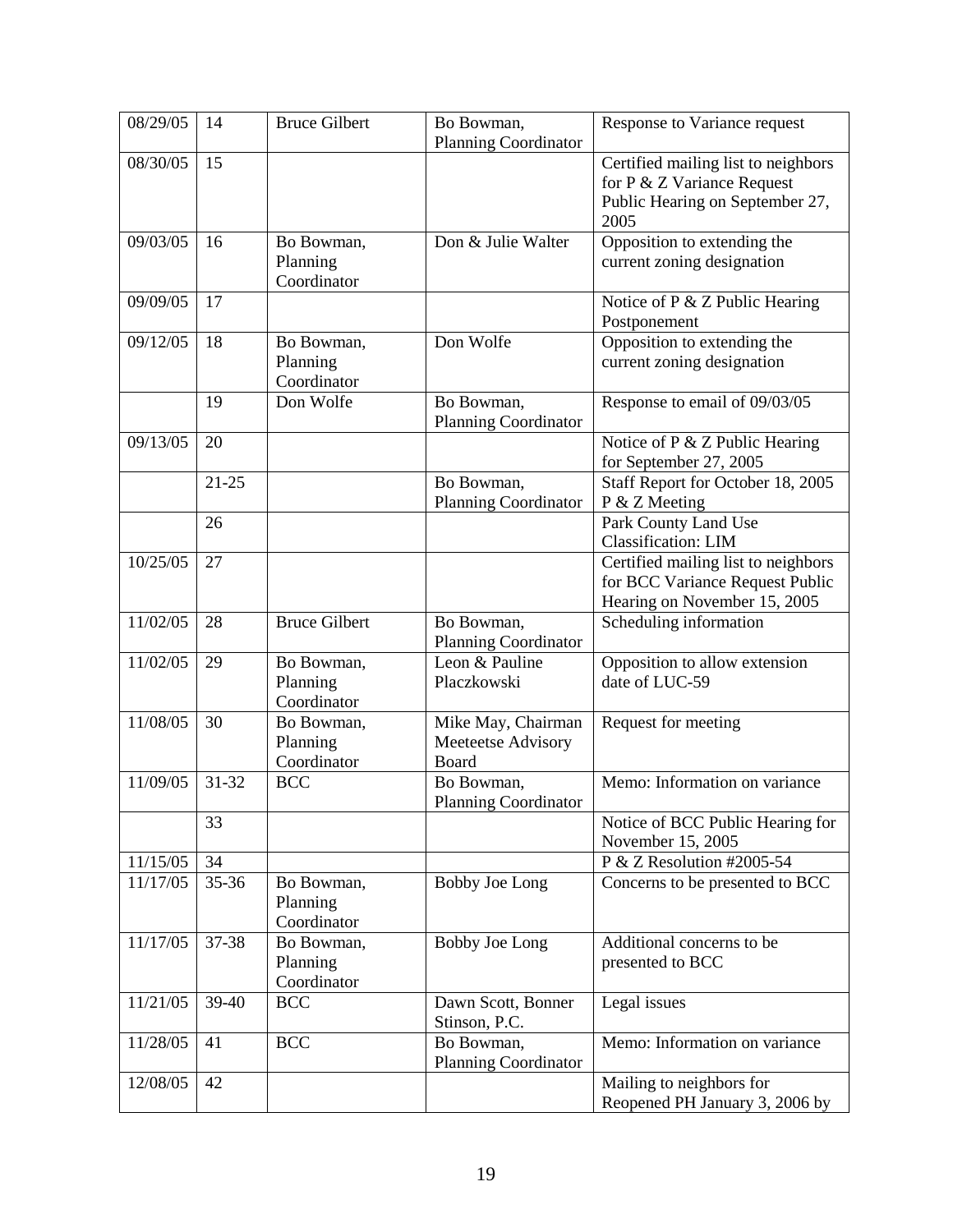| 08/29/05 | 14 | Bruce Gilbert | Bo Bowman, Planning Coordinator | Response to Variance request |
|---|---|---|---|---|
| 08/30/05 | 15 | | | Certified mailing list to neighbors for P & Z Variance Request Public Hearing on September 27, 2005 |
| 09/03/05 | 16 | Bo Bowman, Planning Coordinator | Don & Julie Walter | Opposition to extending the current zoning designation |
| 09/09/05 | 17 | | | Notice of P & Z Public Hearing Postponement |
| 09/12/05 | 18 | Bo Bowman, Planning Coordinator | Don Wolfe | Opposition to extending the current zoning designation |
| | 19 | Don Wolfe | Bo Bowman, Planning Coordinator | Response to email of 09/03/05 |
| 09/13/05 | 20 | | | Notice of P & Z Public Hearing for September 27, 2005 |
| | 21-25 | | Bo Bowman, Planning Coordinator | Staff Report for October 18, 2005 P & Z Meeting |
| | 26 | | | Park County Land Use Classification: LIM |
| 10/25/05 | 27 | | | Certified mailing list to neighbors for BCC Variance Request Public Hearing on November 15, 2005 |
| 11/02/05 | 28 | Bruce Gilbert | Bo Bowman, Planning Coordinator | Scheduling information |
| 11/02/05 | 29 | Bo Bowman, Planning Coordinator | Leon & Pauline Placzkowski | Opposition to allow extension date of LUC-59 |
| 11/08/05 | 30 | Bo Bowman, Planning Coordinator | Mike May, Chairman Meeteetse Advisory Board | Request for meeting |
| 11/09/05 | 31-32 | BCC | Bo Bowman, Planning Coordinator | Memo: Information on variance |
| | 33 | | | Notice of BCC Public Hearing for November 15, 2005 |
| 11/15/05 | 34 | | | P & Z Resolution #2005-54 |
| 11/17/05 | 35-36 | Bo Bowman, Planning Coordinator | Bobby Joe Long | Concerns to be presented to BCC |
| 11/17/05 | 37-38 | Bo Bowman, Planning Coordinator | Bobby Joe Long | Additional concerns to be presented to BCC |
| 11/21/05 | 39-40 | BCC | Dawn Scott, Bonner Stinson, P.C. | Legal issues |
| 11/28/05 | 41 | BCC | Bo Bowman, Planning Coordinator | Memo: Information on variance |
| 12/08/05 | 42 | | | Mailing to neighbors for Reopened PH January 3, 2006 by |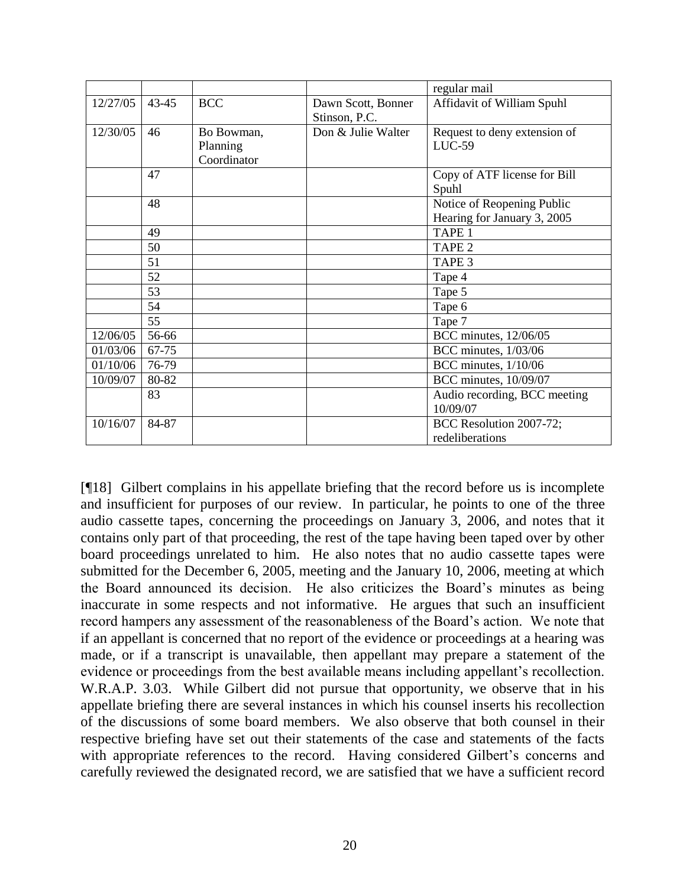| | | | | regular mail |
|---|---|---|---|---|
| 12/27/05 | 43-45 | BCC | Dawn Scott, Bonner Stinson, P.C. | Affidavit of William Spuhl |
| 12/30/05 | 46 | Bo Bowman, Planning Coordinator | Don & Julie Walter | Request to deny extension of LUC-59 |
| | 47 | | | Copy of ATF license for Bill Spuhl |
| | 48 | | | Notice of Reopening Public Hearing for January 3, 2005 |
| | 49 | | | TAPE 1 |
| | 50 | | | TAPE 2 |
| | 51 | | | TAPE 3 |
| | 52 | | | Tape 4 |
| | 53 | | | Tape 5 |
| | 54 | | | Tape 6 |
| | 55 | | | Tape 7 |
| 12/06/05 | 56-66 | | | BCC minutes, 12/06/05 |
| 01/03/06 | 67-75 | | | BCC minutes, 1/03/06 |
| 01/10/06 | 76-79 | | | BCC minutes, 1/10/06 |
| 10/09/07 | 80-82 | | | BCC minutes, 10/09/07 |
| | 83 | | | Audio recording, BCC meeting 10/09/07 |
| 10/16/07 | 84-87 | | | BCC Resolution 2007-72; redeliberations |

[¶18] Gilbert complains in his appellate briefing that the record before us is incomplete and insufficient for purposes of our review. In particular, he points to one of the three audio cassette tapes, concerning the proceedings on January 3, 2006, and notes that it contains only part of that proceeding, the rest of the tape having been taped over by other board proceedings unrelated to him. He also notes that no audio cassette tapes were submitted for the December 6, 2005, meeting and the January 10, 2006, meeting at which the Board announced its decision. He also criticizes the Board's minutes as being inaccurate in some respects and not informative. He argues that such an insufficient record hampers any assessment of the reasonableness of the Board's action. We note that if an appellant is concerned that no report of the evidence or proceedings at a hearing was made, or if a transcript is unavailable, then appellant may prepare a statement of the evidence or proceedings from the best available means including appellant's recollection. W.R.A.P. 3.03. While Gilbert did not pursue that opportunity, we observe that in his appellate briefing there are several instances in which his counsel inserts his recollection of the discussions of some board members. We also observe that both counsel in their respective briefing have set out their statements of the case and statements of the facts with appropriate references to the record. Having considered Gilbert's concerns and carefully reviewed the designated record, we are satisfied that we have a sufficient record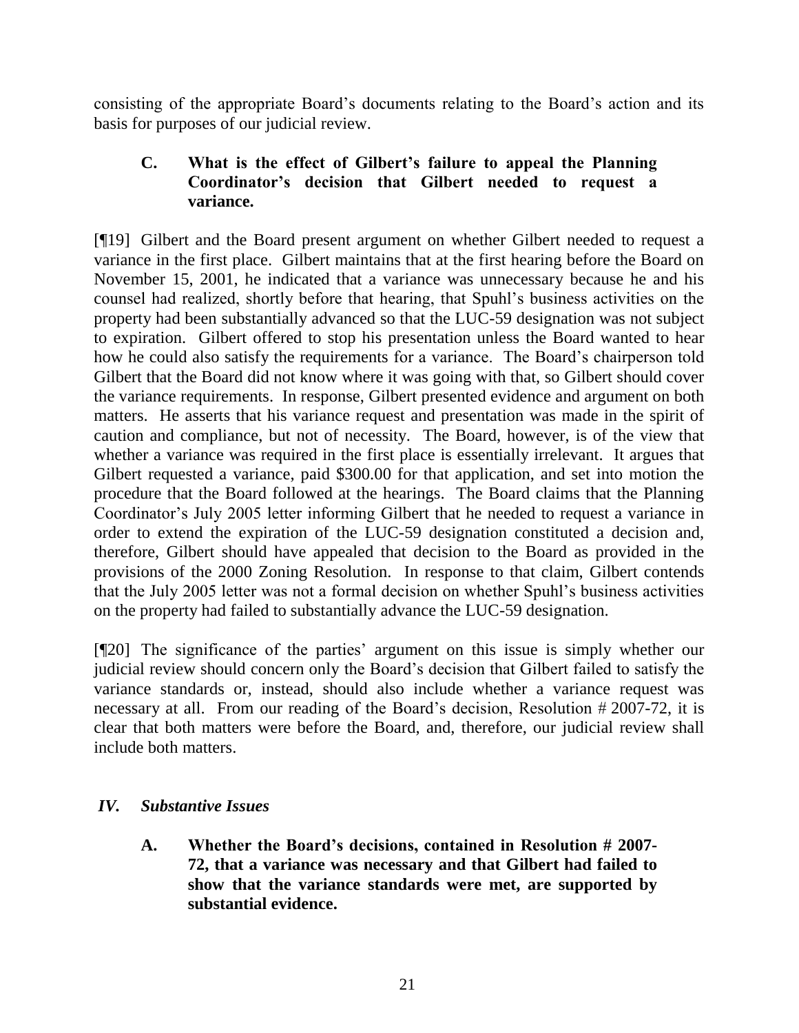consisting of the appropriate Board's documents relating to the Board's action and its basis for purposes of our judicial review.

### C. What is the effect of Gilbert's failure to appeal the Planning Coordinator's decision that Gilbert needed to request a variance.

[¶19] Gilbert and the Board present argument on whether Gilbert needed to request a variance in the first place. Gilbert maintains that at the first hearing before the Board on November 15, 2001, he indicated that a variance was unnecessary because he and his counsel had realized, shortly before that hearing, that Spuhl's business activities on the property had been substantially advanced so that the LUC-59 designation was not subject to expiration. Gilbert offered to stop his presentation unless the Board wanted to hear how he could also satisfy the requirements for a variance. The Board's chairperson told Gilbert that the Board did not know where it was going with that, so Gilbert should cover the variance requirements. In response, Gilbert presented evidence and argument on both matters. He asserts that his variance request and presentation was made in the spirit of caution and compliance, but not of necessity. The Board, however, is of the view that whether a variance was required in the first place is essentially irrelevant. It argues that Gilbert requested a variance, paid $300.00 for that application, and set into motion the procedure that the Board followed at the hearings. The Board claims that the Planning Coordinator's July 2005 letter informing Gilbert that he needed to request a variance in order to extend the expiration of the LUC-59 designation constituted a decision and, therefore, Gilbert should have appealed that decision to the Board as provided in the provisions of the 2000 Zoning Resolution. In response to that claim, Gilbert contends that the July 2005 letter was not a formal decision on whether Spuhl's business activities on the property had failed to substantially advance the LUC-59 designation.

[¶20] The significance of the parties' argument on this issue is simply whether our judicial review should concern only the Board's decision that Gilbert failed to satisfy the variance standards or, instead, should also include whether a variance request was necessary at all. From our reading of the Board's decision, Resolution # 2007-72, it is clear that both matters were before the Board, and, therefore, our judicial review shall include both matters.

## *IV. Substantive Issues*

### A. Whether the Board's decisions, contained in Resolution # 2007-72, that a variance was necessary and that Gilbert had failed to show that the variance standards were met, are supported by substantial evidence.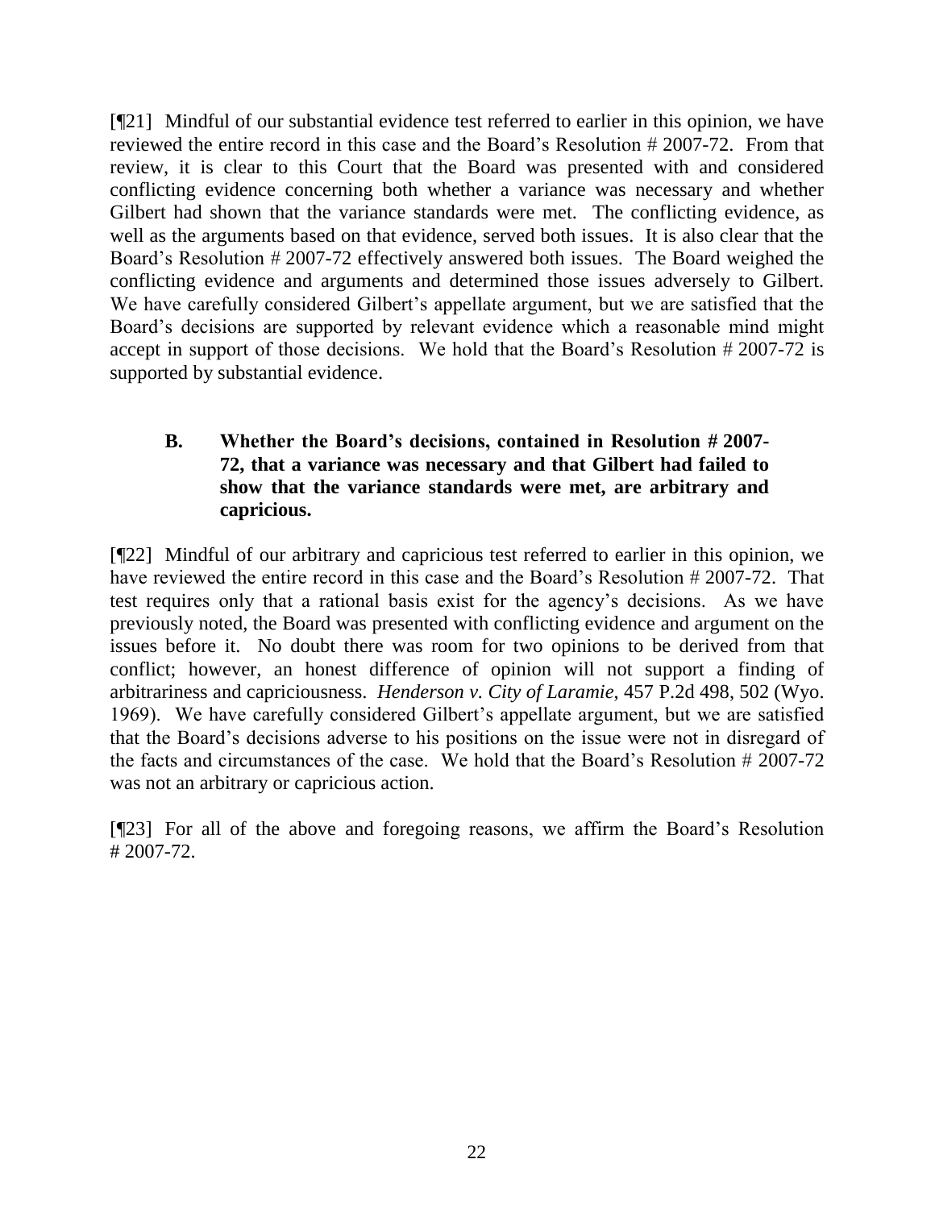[¶21] Mindful of our substantial evidence test referred to earlier in this opinion, we have reviewed the entire record in this case and the Board's Resolution # 2007-72. From that review, it is clear to this Court that the Board was presented with and considered conflicting evidence concerning both whether a variance was necessary and whether Gilbert had shown that the variance standards were met. The conflicting evidence, as well as the arguments based on that evidence, served both issues. It is also clear that the Board's Resolution # 2007-72 effectively answered both issues. The Board weighed the conflicting evidence and arguments and determined those issues adversely to Gilbert. We have carefully considered Gilbert's appellate argument, but we are satisfied that the Board's decisions are supported by relevant evidence which a reasonable mind might accept in support of those decisions. We hold that the Board's Resolution # 2007-72 is supported by substantial evidence.

### B. Whether the Board's decisions, contained in Resolution # 2007-72, that a variance was necessary and that Gilbert had failed to show that the variance standards were met, are arbitrary and capricious.

[¶22] Mindful of our arbitrary and capricious test referred to earlier in this opinion, we have reviewed the entire record in this case and the Board's Resolution # 2007-72. That test requires only that a rational basis exist for the agency's decisions. As we have previously noted, the Board was presented with conflicting evidence and argument on the issues before it. No doubt there was room for two opinions to be derived from that conflict; however, an honest difference of opinion will not support a finding of arbitrariness and capriciousness. *Henderson v. City of Laramie*, 457 P.2d 498, 502 (Wyo. 1969). We have carefully considered Gilbert's appellate argument, but we are satisfied that the Board's decisions adverse to his positions on the issue were not in disregard of the facts and circumstances of the case. We hold that the Board's Resolution # 2007-72 was not an arbitrary or capricious action.

[¶23] For all of the above and foregoing reasons, we affirm the Board's Resolution # 2007-72.